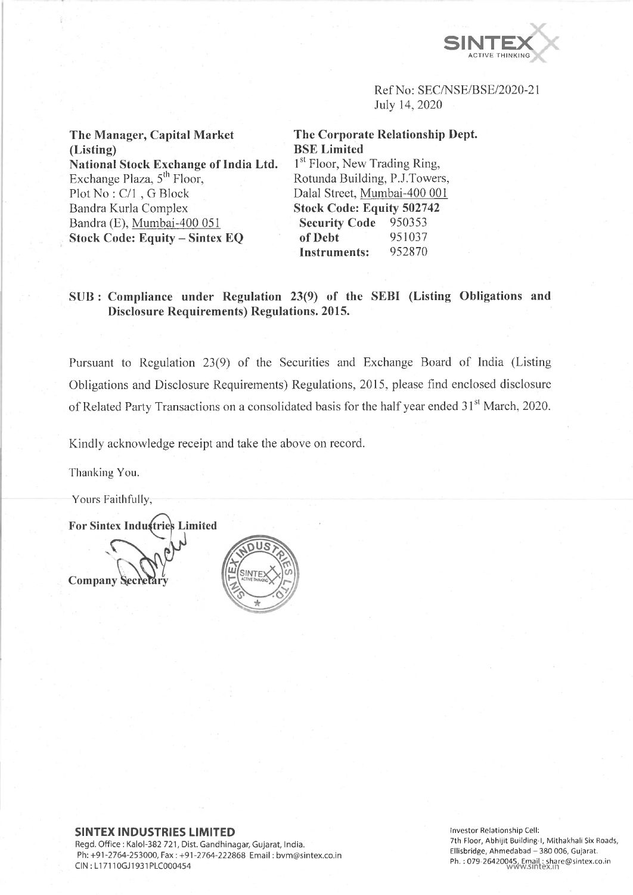Ref No: SEC/NSE/BSE/2020-21
July 14, 2020

**The Manager, Capital Market (Listing)**
**National Stock Exchange of India Ltd.**
Exchange Plaza, 5th Floor,
Plot No : C/1 , G Block
Bandra Kurla Complex
Bandra (E), Mumbai-400 051
**Stock Code: Equity – Sintex EQ**

**The Corporate Relationship Dept.**
**BSE Limited**
1st Floor, New Trading Ring,
Rotunda Building, P.J.Towers,
Dalal Street, Mumbai-400 001
**Stock Code: Equity 502742**

| **Security Code of Debt Instruments:** | 950353 |
|---|---|
| | 951037 |
| | 952870 |

**SUB : Compliance under Regulation 23(9) of the SEBI (Listing Obligations and Disclosure Requirements) Regulations. 2015.**

Pursuant to Regulation 23(9) of the Securities and Exchange Board of India (Listing Obligations and Disclosure Requirements) Regulations, 2015, please find enclosed disclosure of Related Party Transactions on a consolidated basis for the half year ended 31st March, 2020.

Kindly acknowledge receipt and take the above on record.

Thanking You.

Yours Faithfully,

**For Sintex Industries Limited**

**Company Secretary**

**SINTEX INDUSTRIES LIMITED**
Regd. Office : Kalol-382 721, Dist. Gandhinagar, Gujarat, India.
Ph: +91-2764-253000, Fax : +91-2764-222868 Email : bvm@sintex.co.in
CIN : L17110GJ1931PLC000454

Investor Relationship Cell:
7th Floor, Abhijit Building-I, Mithakhali Six Roads,
Ellisbridge, Ahmedabad – 380 006, Gujarat.
Ph. : 079-26420045, Email : share@sintex.co.in
www.sintex.in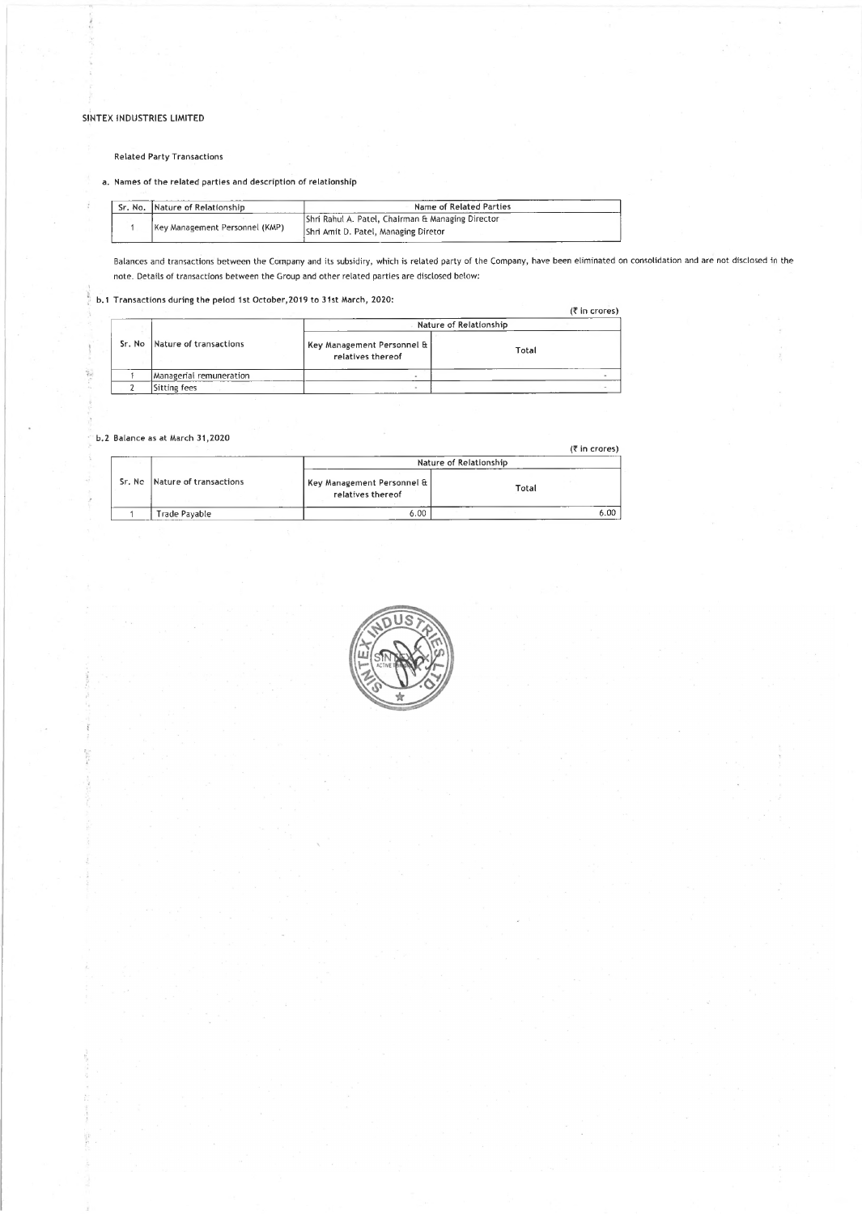SINTEX INDUSTRIES LIMITED

Related Party Transactions

a. Names of the related parties and description of relationship

| Sr. No. | Nature of Relationship | Name of Related Parties |
|---|---|---|
| 1 | Key Management Personnel (KMP) | Shri Rahul A. Patel, Chairman & Managing Director<br>Shri Amit D. Patel, Managing Diretor |

Balances and transactions between the Company and its subsidiry, which is related party of the Company, have been eliminated on consolidation and are not disclosed in the note. Details of transactions between the Group and other related parties are disclosed below:

b.1 Transactions during the pelod 1st October,2019 to 31st March, 2020:

(₹ in crores)

| Sr. No | Nature of transactions | Nature of Relationship | |
|---|---|---|---|
| | | Key Management Personnel & relatives thereof | Total |
| 1 | Managerial remuneration | - | - |
| 2 | Sitting fees | - | - |

b.2 Balance as at March 31,2020

(₹ in crores)

| Sr. No | Nature of transactions | Nature of Relationship | |
|---|---|---|---|
| | | Key Management Personnel & relatives thereof | Total |
| 1 | Trade Payable | 6.00 | 6.00 |